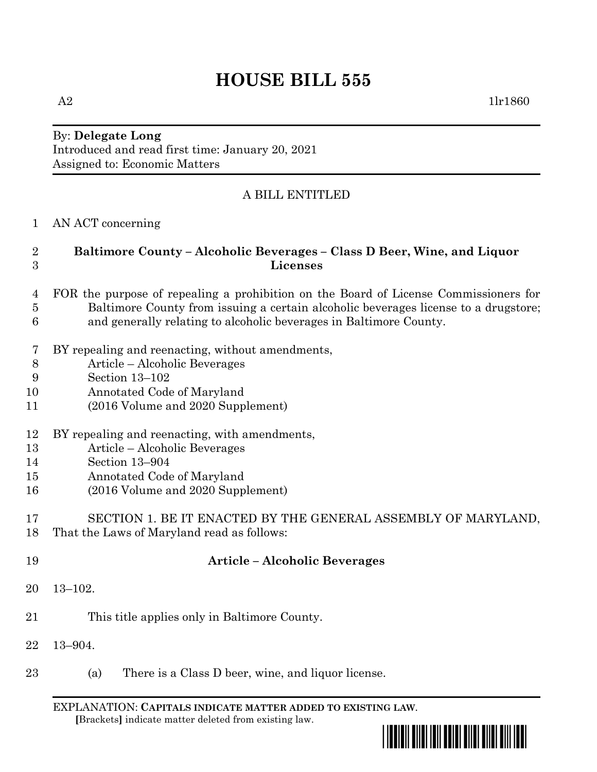# HOUSE BILL 555

A2 1lr1860

By: **Delegate Long**
Introduced and read first time: January 20, 2021
Assigned to: Economic Matters

A BILL ENTITLED

AN ACT concerning

**Baltimore County – Alcoholic Beverages – Class D Beer, Wine, and Liquor Licenses**

FOR the purpose of repealing a prohibition on the Board of License Commissioners for Baltimore County from issuing a certain alcoholic beverages license to a drugstore; and generally relating to alcoholic beverages in Baltimore County.

BY repealing and reenacting, without amendments,
Article – Alcoholic Beverages
Section 13–102
Annotated Code of Maryland
(2016 Volume and 2020 Supplement)

BY repealing and reenacting, with amendments,
Article – Alcoholic Beverages
Section 13–904
Annotated Code of Maryland
(2016 Volume and 2020 Supplement)

SECTION 1. BE IT ENACTED BY THE GENERAL ASSEMBLY OF MARYLAND, That the Laws of Maryland read as follows:

**Article – Alcoholic Beverages**

13–102.

This title applies only in Baltimore County.

13–904.

(a) There is a Class D beer, wine, and liquor license.

EXPLANATION: **CAPITALS INDICATE MATTER ADDED TO EXISTING LAW.**
**[**Brackets**]** indicate matter deleted from existing law.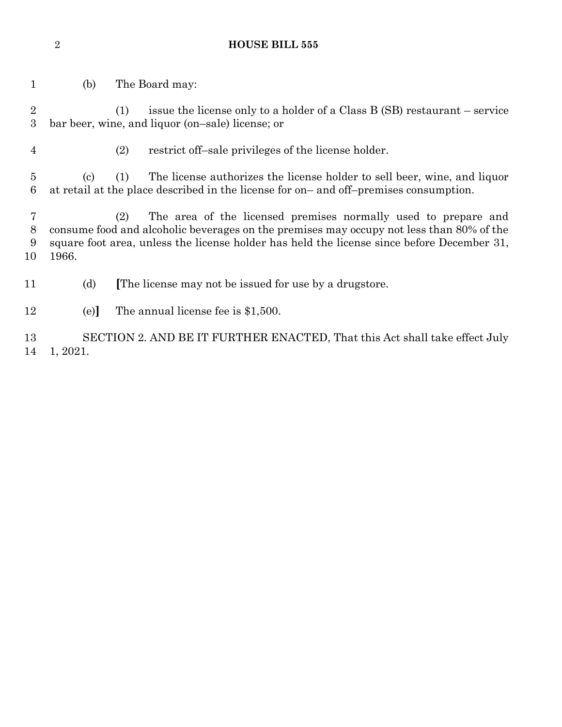(b) The Board may:

(1) issue the license only to a holder of a Class B (SB) restaurant – service bar beer, wine, and liquor (on–sale) license; or

(2) restrict off–sale privileges of the license holder.

(c) (1) The license authorizes the license holder to sell beer, wine, and liquor at retail at the place described in the license for on– and off–premises consumption.

(2) The area of the licensed premises normally used to prepare and consume food and alcoholic beverages on the premises may occupy not less than 80% of the square foot area, unless the license holder has held the license since before December 31, 1966.

(d) **[**The license may not be issued for use by a drugstore.

(e)**]** The annual license fee is $1,500.

SECTION 2. AND BE IT FURTHER ENACTED, That this Act shall take effect July 1, 2021.